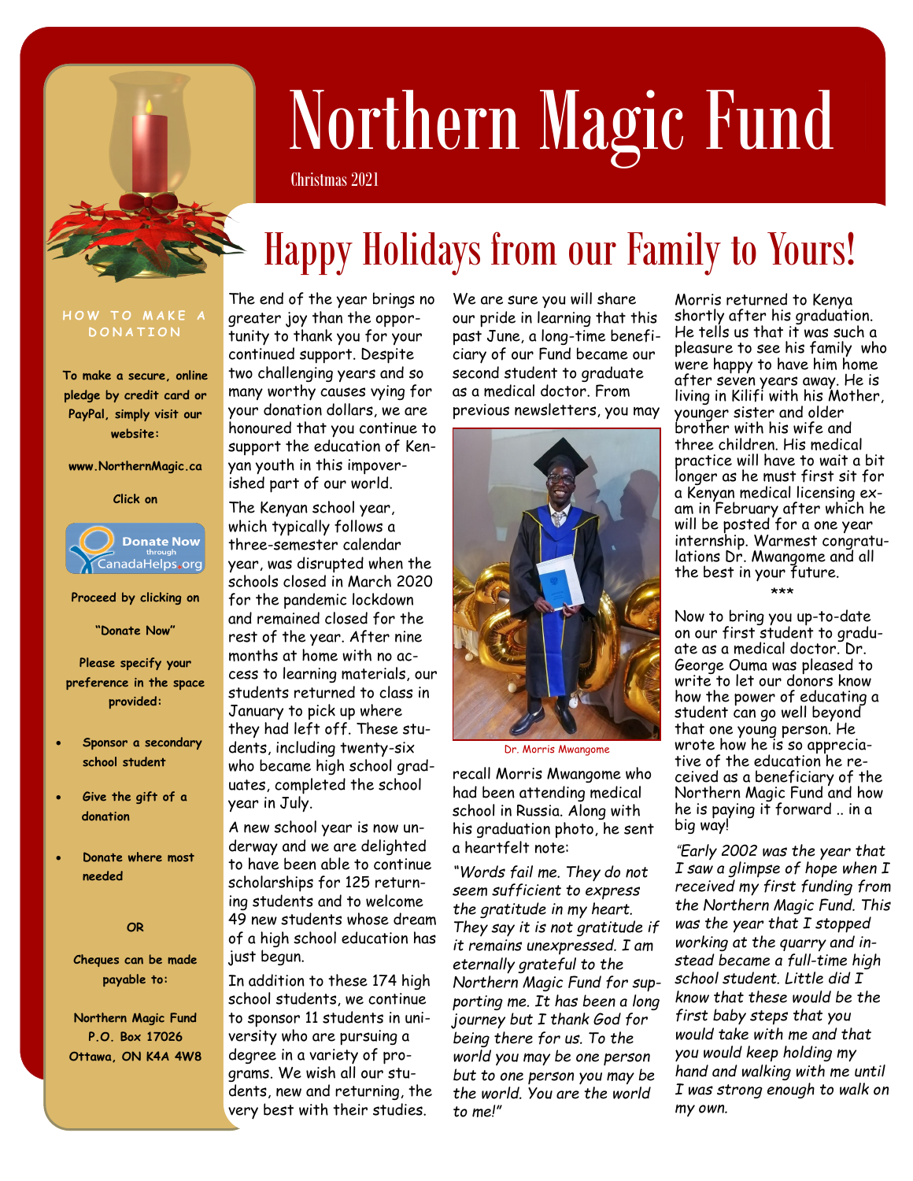# Northern Magic Fund

Christmas 2021

## Happy Holidays from our Family to Yours!

The end of the year brings no greater joy than the opportunity to thank you for your continued support. Despite two challenging years and so many worthy causes vying for your donation dollars, we are honoured that you continue to support the education of Kenyan youth in this impoverished part of our world.

The Kenyan school year, which typically follows a three-semester calendar year, was disrupted when the schools closed in March 2020 for the pandemic lockdown and remained closed for the rest of the year. After nine months at home with no access to learning materials, our students returned to class in January to pick up where they had left off. These students, including twenty-six who became high school graduates, completed the school year in July.

A new school year is now underway and we are delighted to have been able to continue scholarships for 125 returning students and to welcome 49 new students whose dream of a high school education has just begun.

In addition to these 174 high school students, we continue to sponsor 11 students in university who are pursuing a degree in a variety of programs. We wish all our students, new and returning, the very best with their studies.

We are sure you will share our pride in learning that this past June, a long-time beneficiary of our Fund became our second student to graduate as a medical doctor. From previous newsletters, you may recall Morris Mwangome who had been attending medical school in Russia. Along with his graduation photo, he sent a heartfelt note:

Dr. Morris Mwangome

*"Words fail me. They do not seem sufficient to express the gratitude in my heart. They say it is not gratitude if it remains unexpressed. I am eternally grateful to the Northern Magic Fund for supporting me. It has been a long journey but I thank God for being there for us. To the world you may be one person but to one person you may be the world. You are the world to me!"*

Morris returned to Kenya shortly after his graduation. He tells us that it was such a pleasure to see his family who were happy to have him home after seven years away. He is living in Kilifi with his Mother, younger sister and older brother with his wife and three children. His medical practice will have to wait a bit longer as he must first sit for a Kenyan medical licensing exam in February after which he will be posted for a one year internship. Warmest congratulations Dr. Mwangome and all the best in your future.

\*\*\*

Now to bring you up-to-date on our first student to graduate as a medical doctor. Dr. George Ouma was pleased to write to let our donors know how the power of educating a student can go well beyond that one young person. He wrote how he is so appreciative of the education he received as a beneficiary of the Northern Magic Fund and how he is paying it forward .. in a big way!

*"Early 2002 was the year that I saw a glimpse of hope when I received my first funding from the Northern Magic Fund. This was the year that I stopped working at the quarry and instead became a full-time high school student. Little did I know that these would be the first baby steps that you would take with me and that you would keep holding my hand and walking with me until I was strong enough to walk on my own.*

---

### HOW TO MAKE A DONATION

**To make a secure, online pledge by credit card or PayPal, simply visit our website:**

**www.NorthernMagic.ca**

**Click on**

**Donate Now through CanadaHelps.org**

**Proceed by clicking on**

**"Donate Now"**

**Please specify your preference in the space provided:**

- **Sponsor a secondary school student**
- **Give the gift of a donation**
- **Donate where most needed**

**OR**

**Cheques can be made payable to:**

**Northern Magic Fund**
**P.O. Box 17026**
**Ottawa, ON K4A 4W8**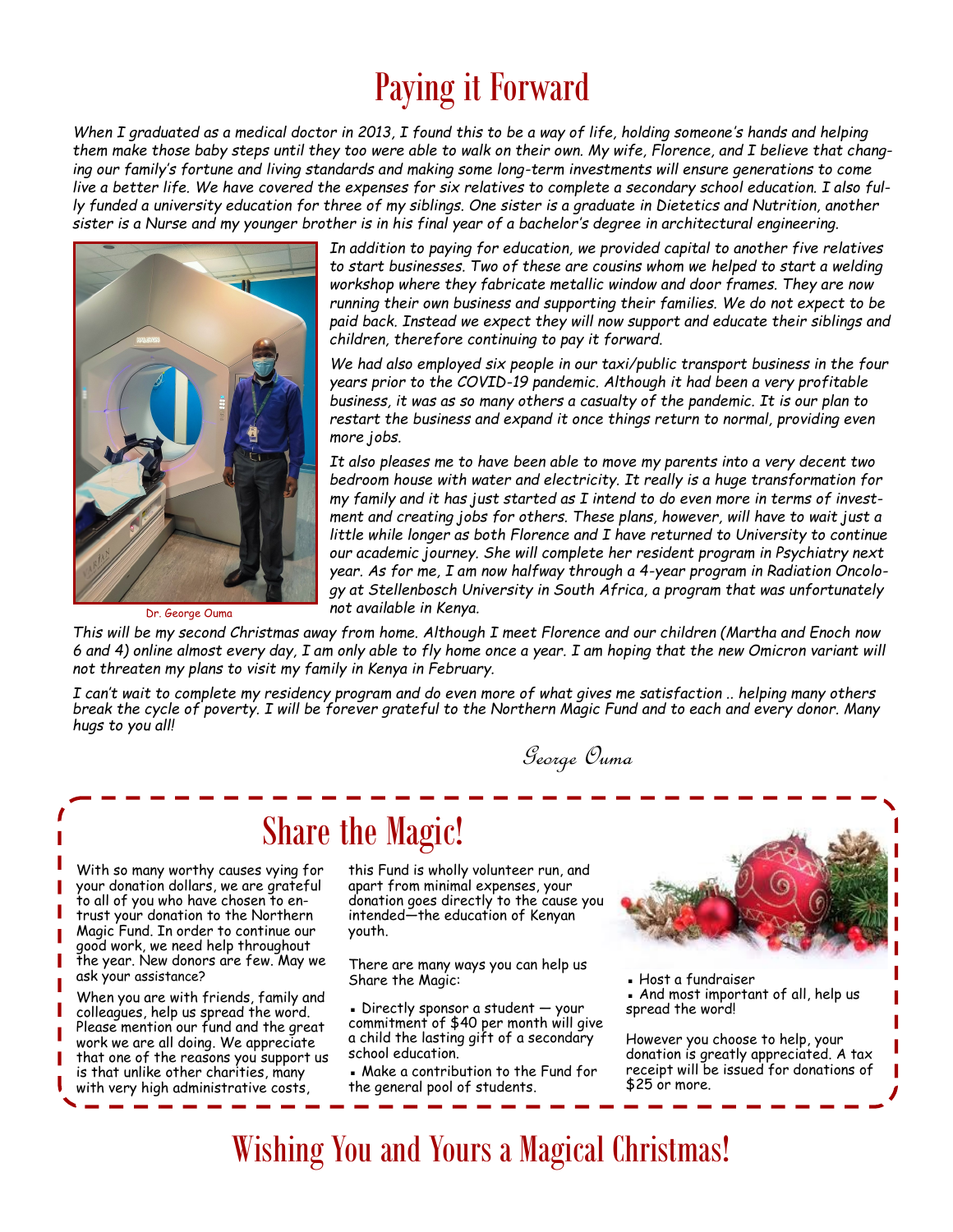# Paying it Forward

*When I graduated as a medical doctor in 2013, I found this to be a way of life, holding someone's hands and helping them make those baby steps until they too were able to walk on their own. My wife, Florence, and I believe that changing our family's fortune and living standards and making some long-term investments will ensure generations to come live a better life. We have covered the expenses for six relatives to complete a secondary school education. I also fully funded a university education for three of my siblings. One sister is a graduate in Dietetics and Nutrition, another sister is a Nurse and my younger brother is in his final year of a bachelor's degree in architectural engineering.*

Dr. George Ouma

*In addition to paying for education, we provided capital to another five relatives to start businesses. Two of these are cousins whom we helped to start a welding workshop where they fabricate metallic window and door frames. They are now running their own business and supporting their families. We do not expect to be paid back. Instead we expect they will now support and educate their siblings and children, therefore continuing to pay it forward.*

*We had also employed six people in our taxi/public transport business in the four years prior to the COVID-19 pandemic. Although it had been a very profitable business, it was as so many others a casualty of the pandemic. It is our plan to restart the business and expand it once things return to normal, providing even more jobs.*

*It also pleases me to have been able to move my parents into a very decent two bedroom house with water and electricity. It really is a huge transformation for my family and it has just started as I intend to do even more in terms of investment and creating jobs for others. These plans, however, will have to wait just a little while longer as both Florence and I have returned to University to continue our academic journey. She will complete her resident program in Psychiatry next year. As for me, I am now halfway through a 4-year program in Radiation Oncology at Stellenbosch University in South Africa, a program that was unfortunately not available in Kenya.*

*This will be my second Christmas away from home. Although I meet Florence and our children (Martha and Enoch now 6 and 4) online almost every day, I am only able to fly home once a year. I am hoping that the new Omicron variant will not threaten my plans to visit my family in Kenya in February.*

*I can't wait to complete my residency program and do even more of what gives me satisfaction .. helping many others break the cycle of poverty. I will be forever grateful to the Northern Magic Fund and to each and every donor. Many hugs to you all!*

*George Ouma*

## Share the Magic!

With so many worthy causes vying for your donation dollars, we are grateful to all of you who have chosen to entrust your donation to the Northern Magic Fund. In order to continue our good work, we need help throughout the year. New donors are few. May we ask your assistance?

When you are with friends, family and colleagues, help us spread the word. Please mention our fund and the great work we are all doing. We appreciate that one of the reasons you support us is that unlike other charities, many with very high administrative costs, this Fund is wholly volunteer run, and apart from minimal expenses, your donation goes directly to the cause you intended—the education of Kenyan youth.

There are many ways you can help us Share the Magic:

- Directly sponsor a student — your commitment of $40 per month will give a child the lasting gift of a secondary school education.
- Make a contribution to the Fund for the general pool of students.
- Host a fundraiser
- And most important of all, help us spread the word!

However you choose to help, your donation is greatly appreciated. A tax receipt will be issued for donations of $25 or more.

# Wishing You and Yours a Magical Christmas!